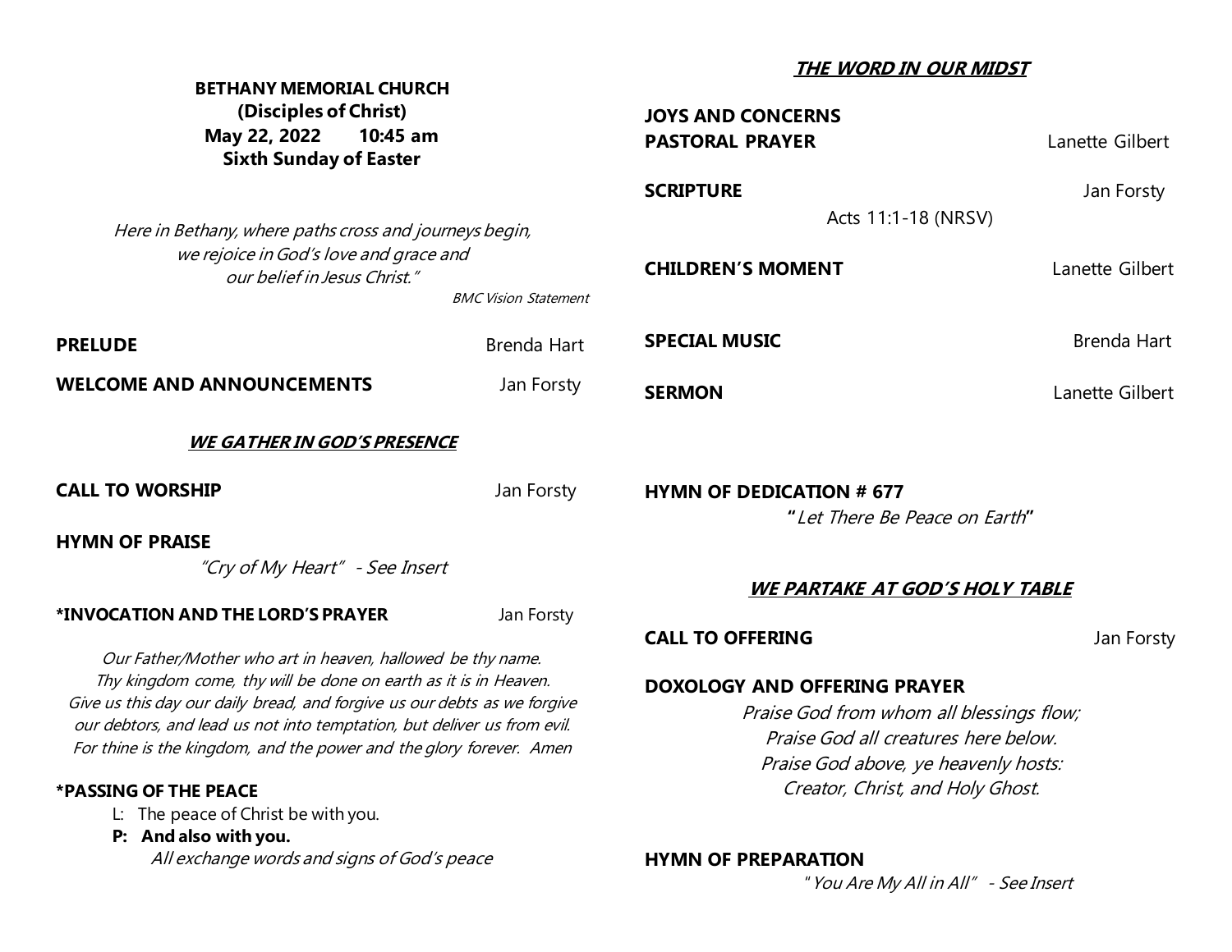**BETHANY MEMORIAL CHURCH**
**(Disciples of Christ)**
**May 22, 2022 10:45 am**
**Sixth Sunday of Easter**

*Here in Bethany, where paths cross and journeys begin,*
*we rejoice in God's love and grace and*
*our belief in Jesus Christ."*

*BMC Vision Statement*

**PRELUDE** Brenda Hart

**WELCOME AND ANNOUNCEMENTS** Jan Forsty

***WE GATHER IN GOD'S PRESENCE***

**CALL TO WORSHIP** Jan Forsty

**HYMN OF PRAISE**

*"Cry of My Heart" - See Insert*

**\*INVOCATION AND THE LORD'S PRAYER** Jan Forsty

*Our Father/Mother who art in heaven, hallowed be thy name.*
*Thy kingdom come, thy will be done on earth as it is in Heaven.*
*Give us this day our daily bread, and forgive us our debts as we forgive our debtors, and lead us not into temptation, but deliver us from evil.*
*For thine is the kingdom, and the power and the glory forever. Amen*

**\*PASSING OF THE PEACE**

L: The peace of Christ be with you.
**P: And also with you.**
*All exchange words and signs of God's peace*

***THE WORD IN OUR MIDST***

**JOYS AND CONCERNS**

**PASTORAL PRAYER** Lanette Gilbert

**SCRIPTURE** Jan Forsty

Acts 11:1-18 (NRSV)

**CHILDREN'S MOMENT** Lanette Gilbert

**SPECIAL MUSIC** Brenda Hart

**SERMON** Lanette Gilbert

**HYMN OF DEDICATION # 677**

**"** *Let There Be Peace on Earth* **"**

***WE PARTAKE AT GOD'S HOLY TABLE***

**CALL TO OFFERING** Jan Forsty

**DOXOLOGY AND OFFERING PRAYER**

*Praise God from whom all blessings flow;*
*Praise God all creatures here below.*
*Praise God above, ye heavenly hosts:*
*Creator, Christ, and Holy Ghost.*

**HYMN OF PREPARATION**

*" You Are My All in All" - See Insert*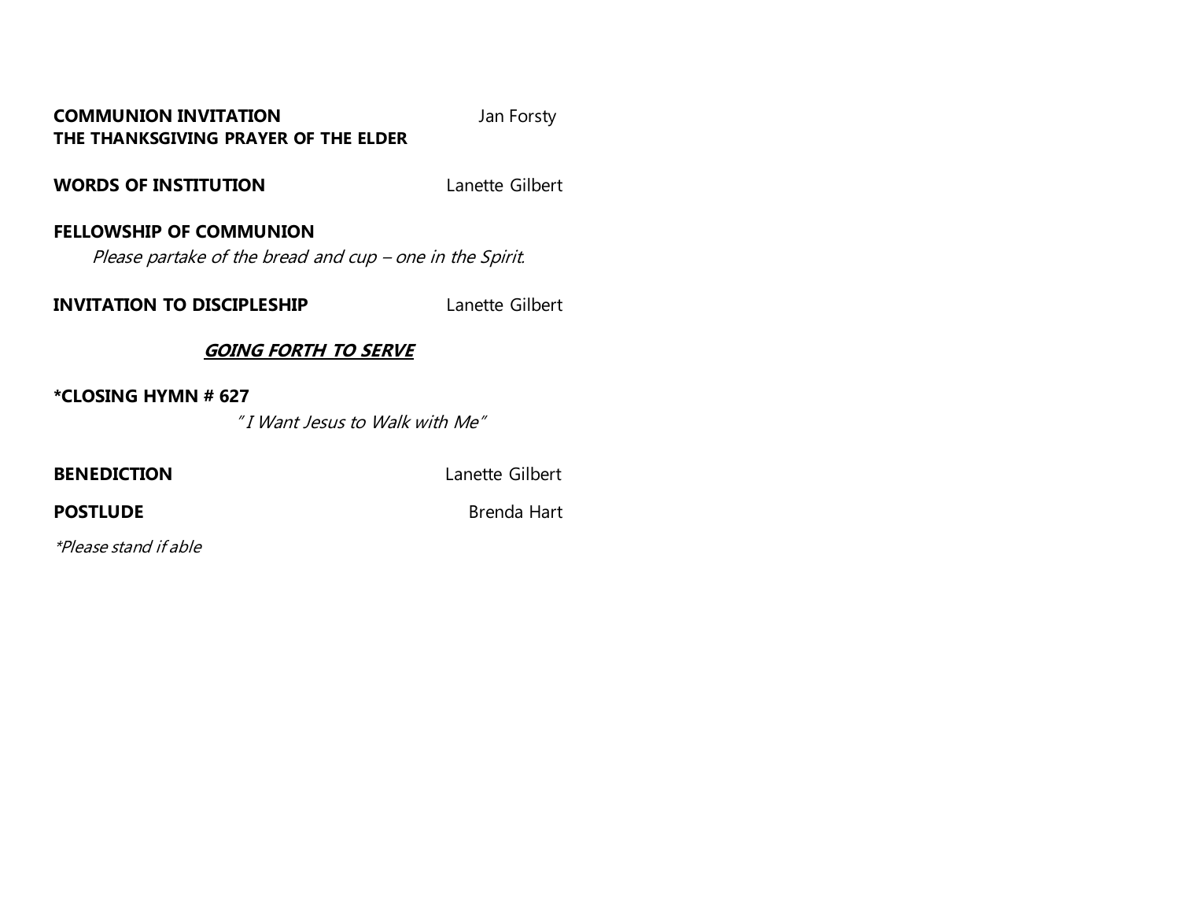**COMMUNION INVITATION** Jan Forsty
**THE THANKSGIVING PRAYER OF THE ELDER**

**WORDS OF INSTITUTION** Lanette Gilbert

**FELLOWSHIP OF COMMUNION**

*Please partake of the bread and cup – one in the Spirit.*

**INVITATION TO DISCIPLESHIP** Lanette Gilbert

## ***GOING FORTH TO SERVE***

**\*CLOSING HYMN # 627**

*" I Want Jesus to Walk with Me"*

**BENEDICTION** Lanette Gilbert

**POSTLUDE** Brenda Hart

*\*Please stand if able*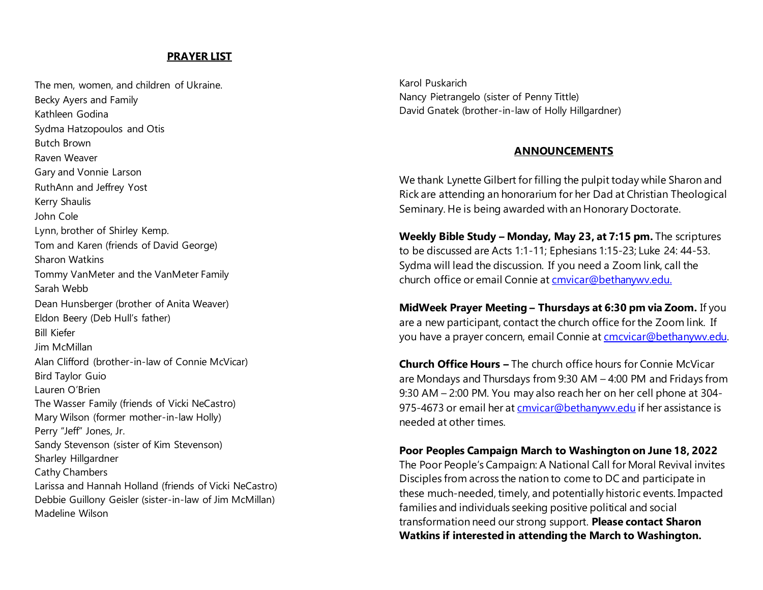## PRAYER LIST

The men, women, and children of Ukraine.
Becky Ayers and Family
Kathleen Godina
Sydma Hatzopoulos and Otis
Butch Brown
Raven Weaver
Gary and Vonnie Larson
RuthAnn and Jeffrey Yost
Kerry Shaulis
John Cole
Lynn, brother of Shirley Kemp.
Tom and Karen (friends of David George)
Sharon Watkins
Tommy VanMeter and the VanMeter Family
Sarah Webb
Dean Hunsberger (brother of Anita Weaver)
Eldon Beery (Deb Hull's father)
Bill Kiefer
Jim McMillan
Alan Clifford (brother-in-law of Connie McVicar)
Bird Taylor Guio
Lauren O'Brien
The Wasser Family (friends of Vicki NeCastro)
Mary Wilson (former mother-in-law Holly)
Perry "Jeff" Jones, Jr.
Sandy Stevenson (sister of Kim Stevenson)
Sharley Hillgardner
Cathy Chambers
Larissa and Hannah Holland (friends of Vicki NeCastro)
Debbie Guillony Geisler (sister-in-law of Jim McMillan)
Madeline Wilson
Karol Puskarich
Nancy Pietrangelo (sister of Penny Tittle)
David Gnatek (brother-in-law of Holly Hillgardner)

## ANNOUNCEMENTS

We thank Lynette Gilbert for filling the pulpit today while Sharon and Rick are attending an honorarium for her Dad at Christian Theological Seminary. He is being awarded with an Honorary Doctorate.

**Weekly Bible Study – Monday, May 23, at 7:15 pm.** The scriptures to be discussed are Acts 1:1-11; Ephesians 1:15-23; Luke 24: 44-53. Sydma will lead the discussion. If you need a Zoom link, call the church office or email Connie at cmvicar@bethanywv.edu.

**MidWeek Prayer Meeting – Thursdays at 6:30 pm via Zoom.** If you are a new participant, contact the church office for the Zoom link. If you have a prayer concern, email Connie at cmcvicar@bethanywv.edu.

**Church Office Hours –** The church office hours for Connie McVicar are Mondays and Thursdays from 9:30 AM – 4:00 PM and Fridays from 9:30 AM – 2:00 PM. You may also reach her on her cell phone at 304-975-4673 or email her at cmvicar@bethanywv.edu if her assistance is needed at other times.

**Poor Peoples Campaign March to Washington on June 18, 2022**
The Poor People's Campaign: A National Call for Moral Revival invites Disciples from across the nation to come to DC and participate in these much-needed, timely, and potentially historic events. Impacted families and individuals seeking positive political and social transformation need our strong support. **Please contact Sharon Watkins if interested in attending the March to Washington.**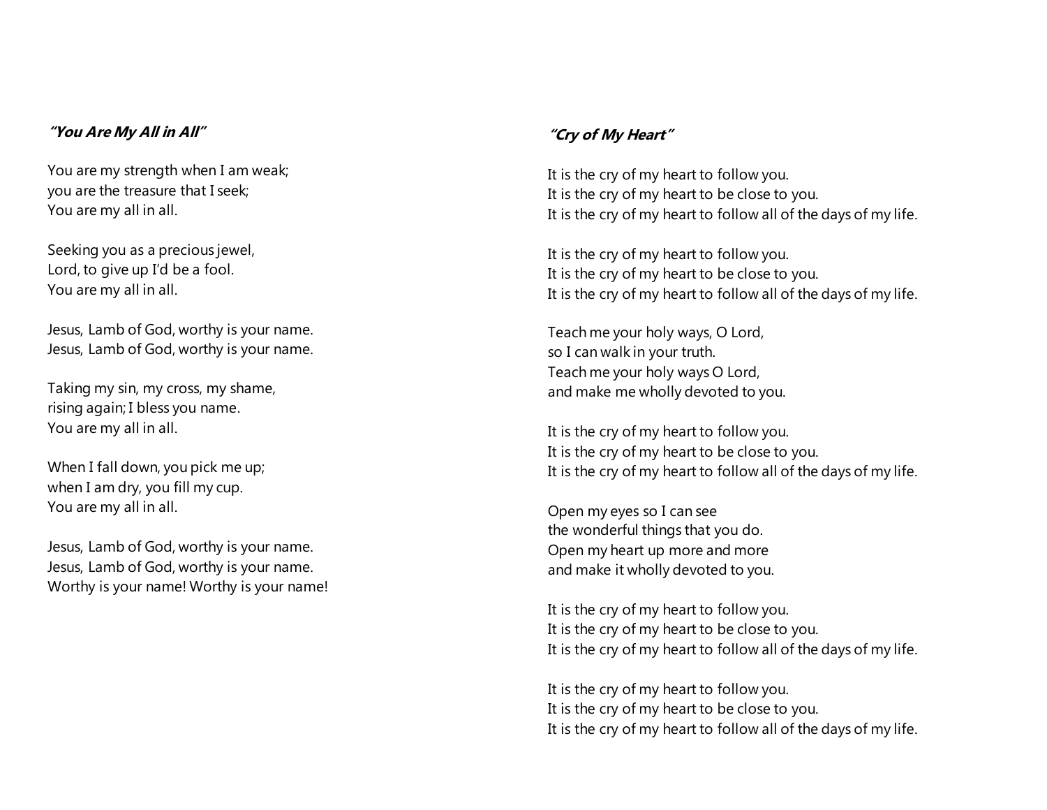***"You Are My All in All"***

You are my strength when I am weak;
you are the treasure that I seek;
You are my all in all.

Seeking you as a precious jewel,
Lord, to give up I'd be a fool.
You are my all in all.

Jesus, Lamb of God, worthy is your name.
Jesus, Lamb of God, worthy is your name.

Taking my sin, my cross, my shame,
rising again; I bless you name.
You are my all in all.

When I fall down, you pick me up;
when I am dry, you fill my cup.
You are my all in all.

Jesus, Lamb of God, worthy is your name.
Jesus, Lamb of God, worthy is your name.
Worthy is your name! Worthy is your name!

***"Cry of My Heart"***

It is the cry of my heart to follow you.
It is the cry of my heart to be close to you.
It is the cry of my heart to follow all of the days of my life.

It is the cry of my heart to follow you.
It is the cry of my heart to be close to you.
It is the cry of my heart to follow all of the days of my life.

Teach me your holy ways, O Lord,
so I can walk in your truth.
Teach me your holy ways O Lord,
and make me wholly devoted to you.

It is the cry of my heart to follow you.
It is the cry of my heart to be close to you.
It is the cry of my heart to follow all of the days of my life.

Open my eyes so I can see
the wonderful things that you do.
Open my heart up more and more
and make it wholly devoted to you.

It is the cry of my heart to follow you.
It is the cry of my heart to be close to you.
It is the cry of my heart to follow all of the days of my life.

It is the cry of my heart to follow you.
It is the cry of my heart to be close to you.
It is the cry of my heart to follow all of the days of my life.